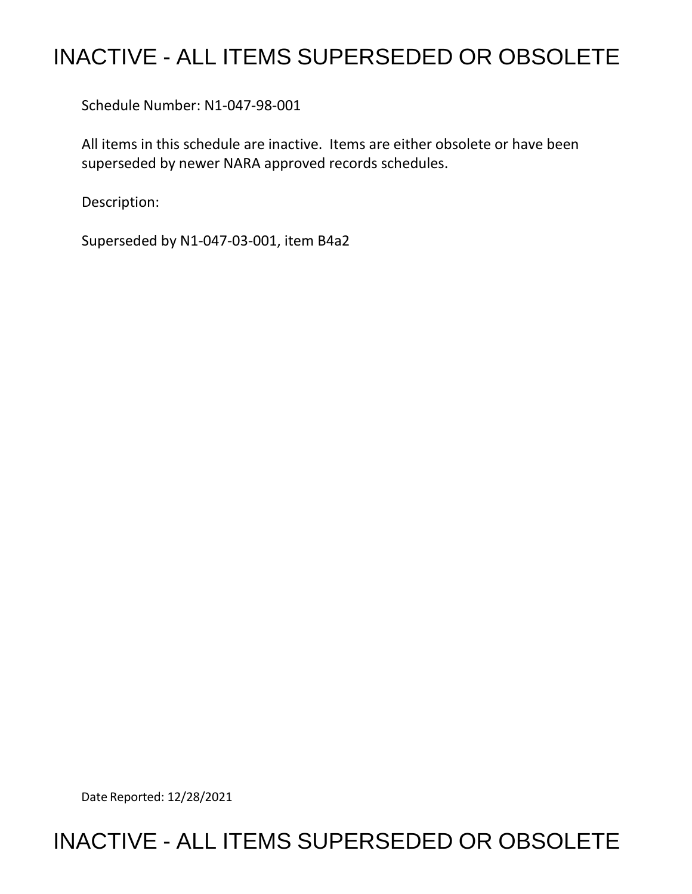# INACTIVE - ALL ITEMS SUPERSEDED OR OBSOLETE

Schedule Number: N1-047-98-001

All items in this schedule are inactive. Items are either obsolete or have been superseded by newer NARA approved records schedules.

Description:

Superseded by N1-047-03-001, item B4a2

Date Reported: 12/28/2021

# INACTIVE - ALL ITEMS SUPERSEDED OR OBSOLETE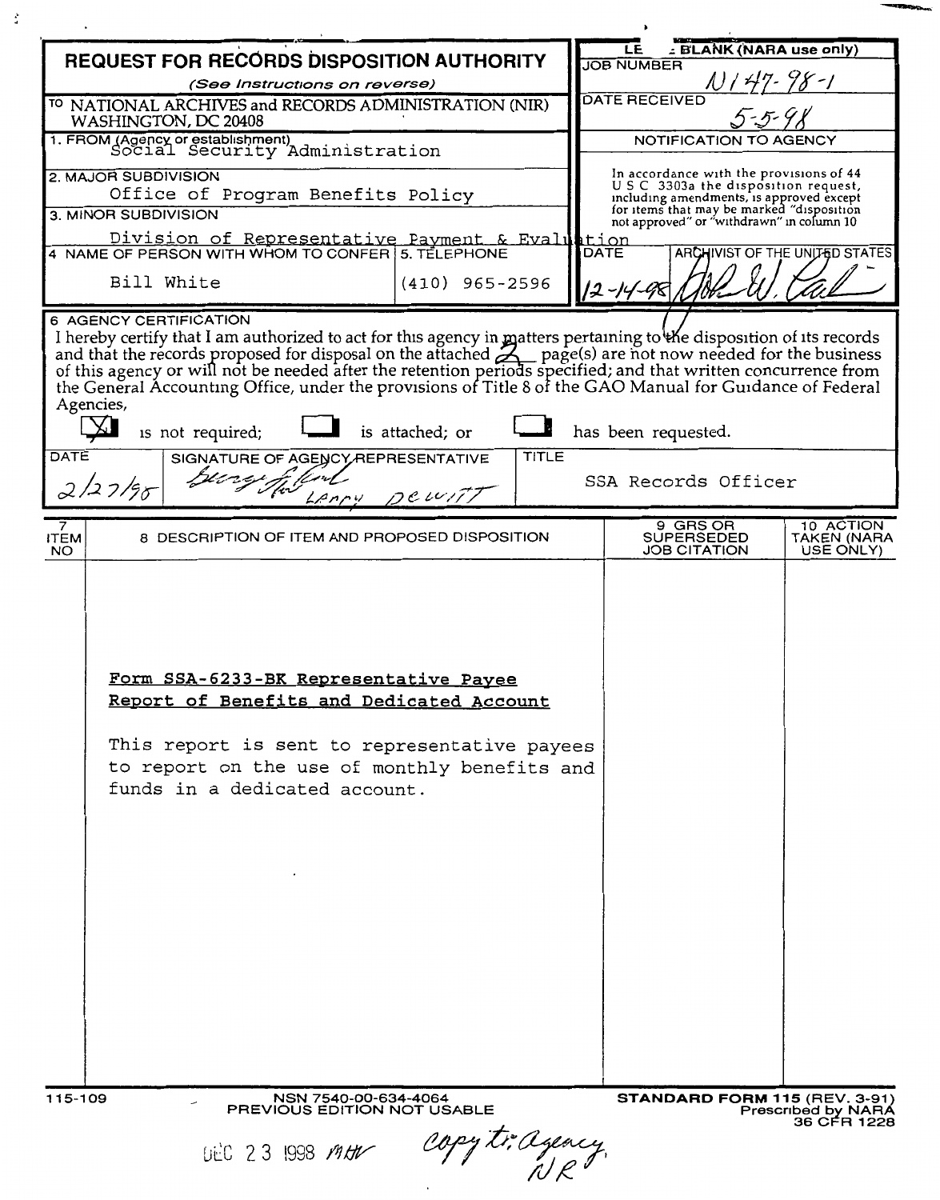| **REQUEST FOR RECORDS DISPOSITION AUTHORITY** *(See Instructions on reverse)* | LEAVE BLANK (NARA use only) |
|---|---|
| TO NATIONAL ARCHIVES and RECORDS ADMINISTRATION (NIR) WASHINGTON, DC 20408 | JOB NUMBER N1-47-98-1 |
| 1. FROM (Agency or establishment) Social Security Administration | DATE RECEIVED 5-5-98 |
| 2. MAJOR SUBDIVISION Office of Program Benefits Policy | NOTIFICATION TO AGENCY |
| 3. MINOR SUBDIVISION Division of Representative Payment & Evaluation | In accordance with the provisions of 44 U S C 3303a the disposition request, including amendments, is approved except for items that may be marked "disposition not approved" or "withdrawn" in column 10 |
| 4. NAME OF PERSON WITH WHOM TO CONFER: Bill White — 5. TELEPHONE: (410) 965-2596 | DATE: 12-14-98 — ARCHIVIST OF THE UNITED STATES: [signature] |

**6 AGENCY CERTIFICATION**

I hereby certify that I am authorized to act for this agency in matters pertaining to the disposition of its records and that the records proposed for disposal on the attached 2 page(s) are not now needed for the business of this agency or will not be needed after the retention periods specified; and that written concurrence from the General Accounting Office, under the provisions of Title 8 of the GAO Manual for Guidance of Federal Agencies,

[X] is not required; [ ] is attached; or [ ] has been requested.

| DATE | SIGNATURE OF AGENCY REPRESENTATIVE | TITLE |
|---|---|---|
| 2/27/98 | [signature] for Larry DeWitt | SSA Records Officer |

| 7 ITEM NO | 8 DESCRIPTION OF ITEM AND PROPOSED DISPOSITION | 9 GRS OR SUPERSEDED JOB CITATION | 10 ACTION TAKEN (NARA USE ONLY) |
|---|---|---|---|
| | <u>Form SSA-6233-BK Representative Payee Report of Benefits and Dedicated Account</u><br><br>This report is sent to representative payees to report on the use of monthly benefits and funds in a dedicated account. | | |

115-109 NSN 7540-00-634-4064 PREVIOUS EDITION NOT USABLE

**STANDARD FORM 115** (REV. 3-91) Prescribed by NARA 36 CFR 1228

DEC 23 1998 MHV copy to: agency, NR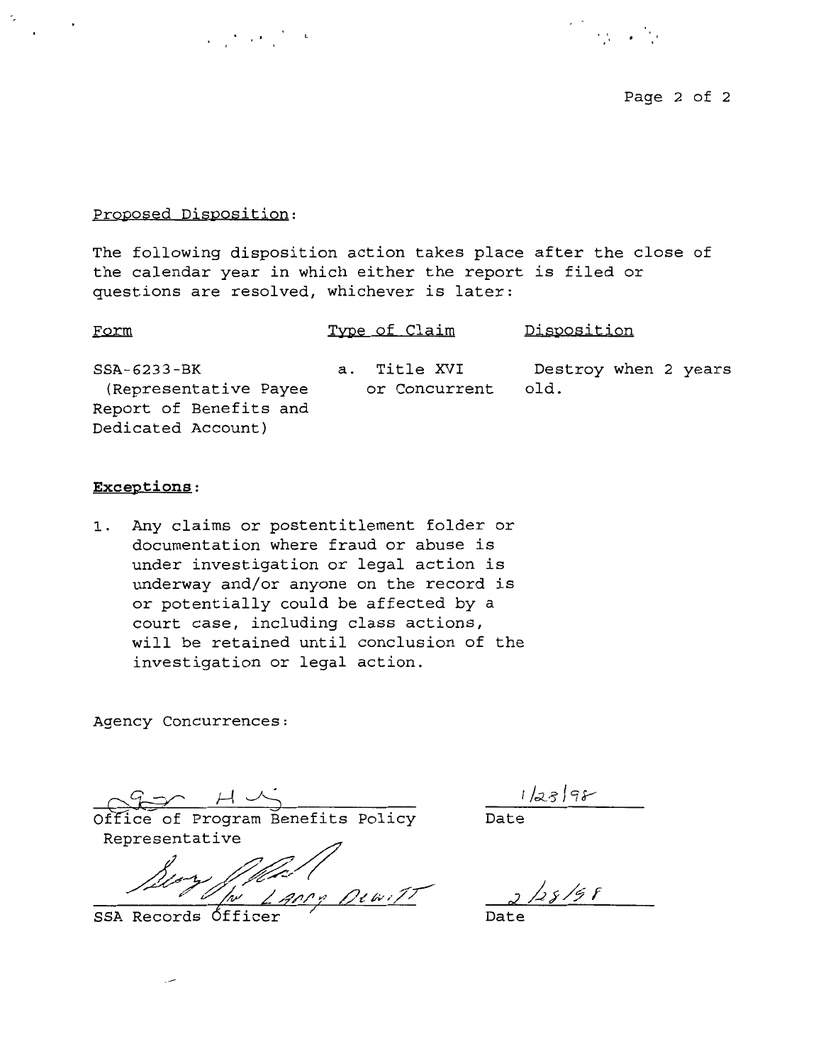Proposed Disposition:

The following disposition action takes place after the close of the calendar year in which either the report is filed or questions are resolved, whichever is later:

| Form | Type of Claim | Disposition |
| --- | --- | --- |
| SSA-6233-BK (Representative Payee Report of Benefits and Dedicated Account) | a. Title XVI or Concurrent | Destroy when 2 years old. |

**Exceptions**:

1. Any claims or postentitlement folder or documentation where fraud or abuse is under investigation or legal action is underway and/or anyone on the record is or potentially could be affected by a court case, including class actions, will be retained until conclusion of the investigation or legal action.

Agency Concurrences:

______________________________ 1/28/98
Office of Program Benefits Policy Representative    Date

______________________________ for Larry DeWitt 2/28/98
SSA Records Officer    Date